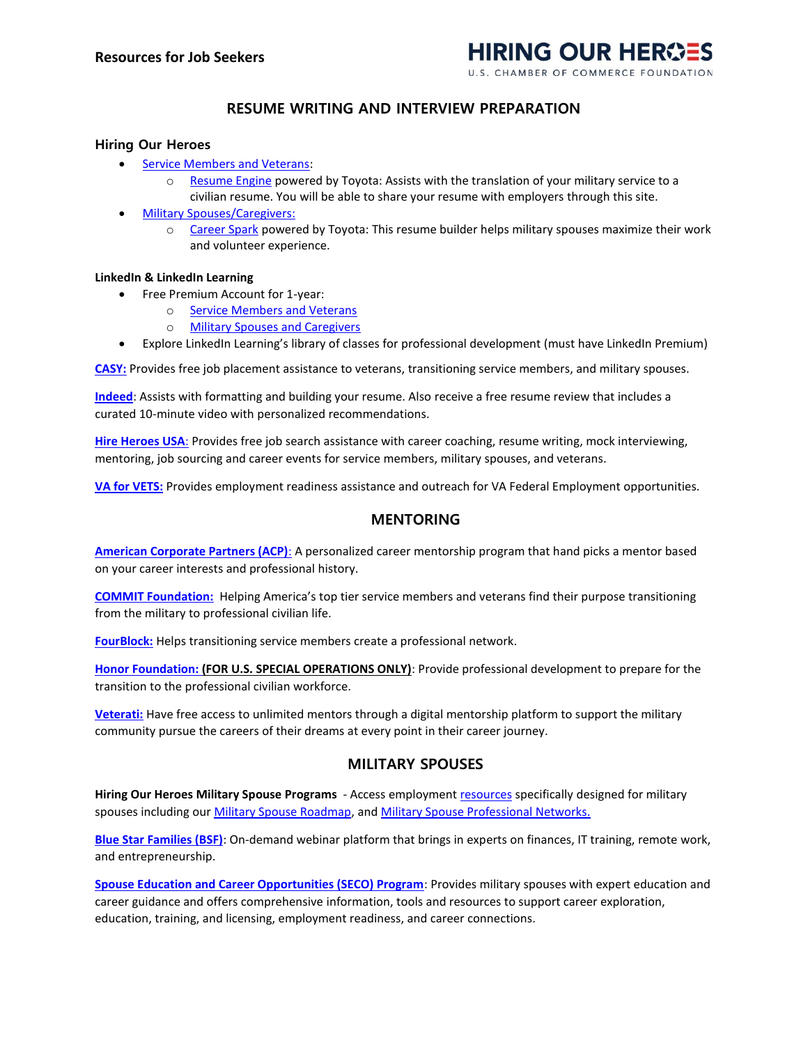Resources for Job Seekers

HIRING OUR HEROES
U.S. CHAMBER OF COMMERCE FOUNDATION

## RESUME WRITING AND INTERVIEW PREPARATION

### Hiring Our Heroes

- Service Members and Veterans:
  - Resume Engine powered by Toyota: Assists with the translation of your military service to a civilian resume. You will be able to share your resume with employers through this site.
- Military Spouses/Caregivers:
  - Career Spark powered by Toyota: This resume builder helps military spouses maximize their work and volunteer experience.

**LinkedIn & LinkedIn Learning**

- Free Premium Account for 1-year:
  - Service Members and Veterans
  - Military Spouses and Caregivers
- Explore LinkedIn Learning's library of classes for professional development (must have LinkedIn Premium)

**CASY:** Provides free job placement assistance to veterans, transitioning service members, and military spouses.

**Indeed**: Assists with formatting and building your resume. Also receive a free resume review that includes a curated 10-minute video with personalized recommendations.

**Hire Heroes USA**: Provides free job search assistance with career coaching, resume writing, mock interviewing, mentoring, job sourcing and career events for service members, military spouses, and veterans.

**VA for VETS:** Provides employment readiness assistance and outreach for VA Federal Employment opportunities.

## MENTORING

**American Corporate Partners (ACP)**: A personalized career mentorship program that hand picks a mentor based on your career interests and professional history.

**COMMIT Foundation:** Helping America's top tier service members and veterans find their purpose transitioning from the military to professional civilian life.

**FourBlock:** Helps transitioning service members create a professional network.

**Honor Foundation: (FOR U.S. SPECIAL OPERATIONS ONLY)**: Provide professional development to prepare for the transition to the professional civilian workforce.

**Veterati:** Have free access to unlimited mentors through a digital mentorship platform to support the military community pursue the careers of their dreams at every point in their career journey.

## MILITARY SPOUSES

**Hiring Our Heroes Military Spouse Programs** - Access employment resources specifically designed for military spouses including our Military Spouse Roadmap, and Military Spouse Professional Networks.

**Blue Star Families (BSF)**: On-demand webinar platform that brings in experts on finances, IT training, remote work, and entrepreneurship.

**Spouse Education and Career Opportunities (SECO) Program**: Provides military spouses with expert education and career guidance and offers comprehensive information, tools and resources to support career exploration, education, training, and licensing, employment readiness, and career connections.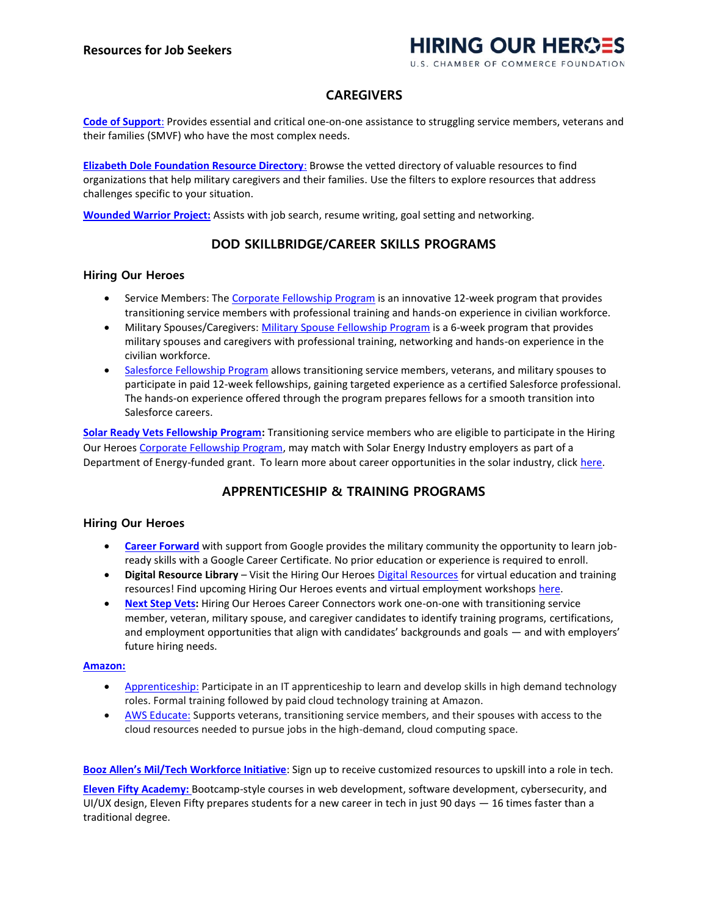## CAREGIVERS

**Code of Support**: Provides essential and critical one-on-one assistance to struggling service members, veterans and their families (SMVF) who have the most complex needs.

**Elizabeth Dole Foundation Resource Directory**: Browse the vetted directory of valuable resources to find organizations that help military caregivers and their families. Use the filters to explore resources that address challenges specific to your situation.

**Wounded Warrior Project:** Assists with job search, resume writing, goal setting and networking.

## DOD SKILLBRIDGE/CAREER SKILLS PROGRAMS

### Hiring Our Heroes

- Service Members: The Corporate Fellowship Program is an innovative 12-week program that provides transitioning service members with professional training and hands-on experience in civilian workforce.
- Military Spouses/Caregivers: Military Spouse Fellowship Program is a 6-week program that provides military spouses and caregivers with professional training, networking and hands-on experience in the civilian workforce.
- Salesforce Fellowship Program allows transitioning service members, veterans, and military spouses to participate in paid 12-week fellowships, gaining targeted experience as a certified Salesforce professional. The hands-on experience offered through the program prepares fellows for a smooth transition into Salesforce careers.

**Solar Ready Vets Fellowship Program:** Transitioning service members who are eligible to participate in the Hiring Our Heroes Corporate Fellowship Program, may match with Solar Energy Industry employers as part of a Department of Energy-funded grant. To learn more about career opportunities in the solar industry, click here.

## APPRENTICESHIP & TRAINING PROGRAMS

### Hiring Our Heroes

- **Career Forward** with support from Google provides the military community the opportunity to learn job-ready skills with a Google Career Certificate. No prior education or experience is required to enroll.
- **Digital Resource Library** – Visit the Hiring Our Heroes Digital Resources for virtual education and training resources! Find upcoming Hiring Our Heroes events and virtual employment workshops here.
- **Next Step Vets:** Hiring Our Heroes Career Connectors work one-on-one with transitioning service member, veteran, military spouse, and caregiver candidates to identify training programs, certifications, and employment opportunities that align with candidates' backgrounds and goals — and with employers' future hiring needs.

**Amazon:**

- Apprenticeship: Participate in an IT apprenticeship to learn and develop skills in high demand technology roles. Formal training followed by paid cloud technology training at Amazon.
- AWS Educate: Supports veterans, transitioning service members, and their spouses with access to the cloud resources needed to pursue jobs in the high-demand, cloud computing space.

**Booz Allen's Mil/Tech Workforce Initiative**: Sign up to receive customized resources to upskill into a role in tech.

**Eleven Fifty Academy:** Bootcamp-style courses in web development, software development, cybersecurity, and UI/UX design, Eleven Fifty prepares students for a new career in tech in just 90 days — 16 times faster than a traditional degree.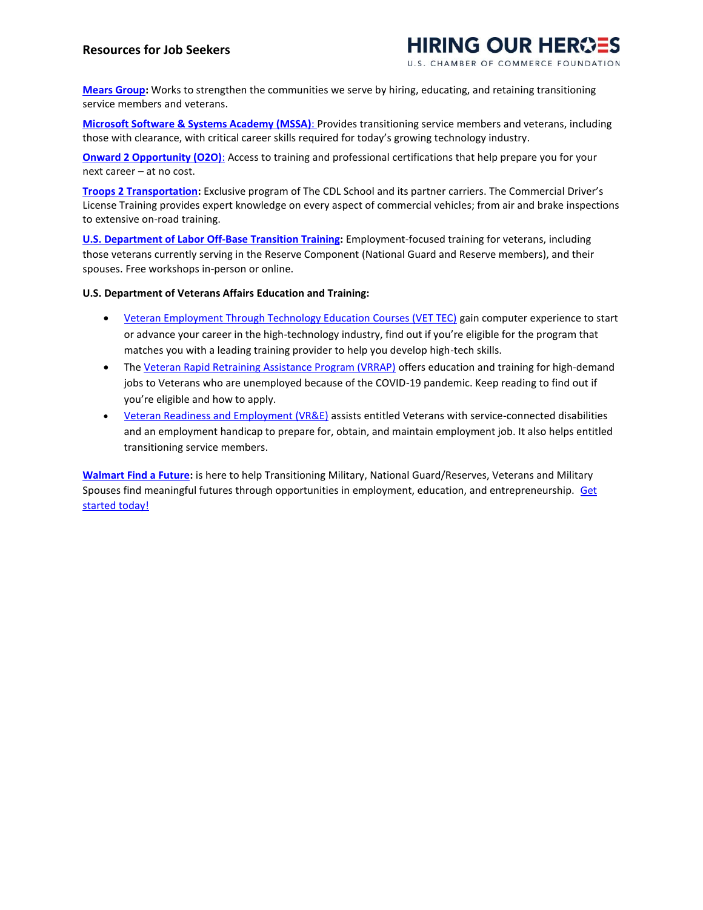**Mears Group:** Works to strengthen the communities we serve by hiring, educating, and retaining transitioning service members and veterans.

**Microsoft Software & Systems Academy (MSSA):** Provides transitioning service members and veterans, including those with clearance, with critical career skills required for today's growing technology industry.

**Onward 2 Opportunity (O2O):** Access to training and professional certifications that help prepare you for your next career – at no cost.

**Troops 2 Transportation:** Exclusive program of The CDL School and its partner carriers. The Commercial Driver's License Training provides expert knowledge on every aspect of commercial vehicles; from air and brake inspections to extensive on-road training.

**U.S. Department of Labor Off-Base Transition Training:** Employment-focused training for veterans, including those veterans currently serving in the Reserve Component (National Guard and Reserve members), and their spouses. Free workshops in-person or online.

**U.S. Department of Veterans Affairs Education and Training:**

- Veteran Employment Through Technology Education Courses (VET TEC) gain computer experience to start or advance your career in the high-technology industry, find out if you're eligible for the program that matches you with a leading training provider to help you develop high-tech skills.
- The Veteran Rapid Retraining Assistance Program (VRRAP) offers education and training for high-demand jobs to Veterans who are unemployed because of the COVID-19 pandemic. Keep reading to find out if you're eligible and how to apply.
- Veteran Readiness and Employment (VR&E) assists entitled Veterans with service-connected disabilities and an employment handicap to prepare for, obtain, and maintain employment job. It also helps entitled transitioning service members.

**Walmart Find a Future:** is here to help Transitioning Military, National Guard/Reserves, Veterans and Military Spouses find meaningful futures through opportunities in employment, education, and entrepreneurship. Get started today!